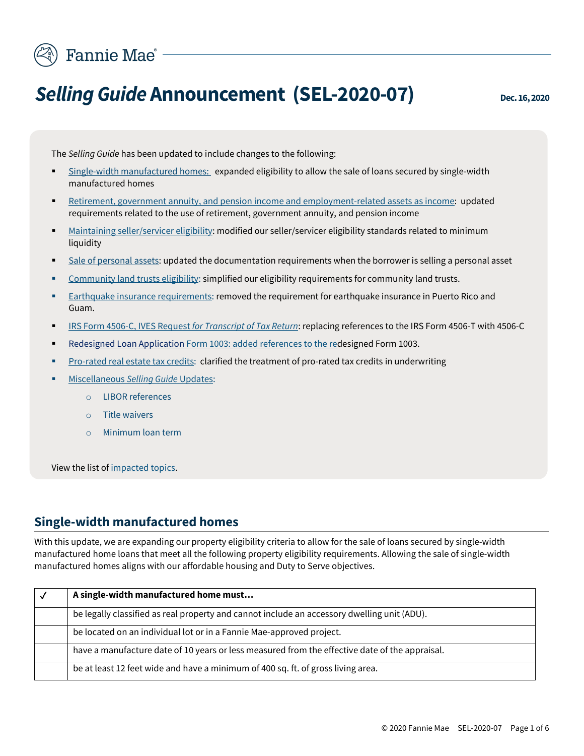# *Selling Guide* Announcement (SEL-2020-07)

**Dec. 16, 2020**

The *Selling Guide* has been updated to include changes to the following:

- Single-width manufactured homes: expanded eligibility to allow the sale of loans secured by single-width manufactured homes
- Retirement, government annuity, and pension income and employment-related assets as income: updated requirements related to the use of retirement, government annuity, and pension income
- Maintaining seller/servicer eligibility: modified our seller/servicer eligibility standards related to minimum liquidity
- Sale of personal assets: updated the documentation requirements when the borrower is selling a personal asset
- Community land trusts eligibility: simplified our eligibility requirements for community land trusts.
- Earthquake insurance requirements: removed the requirement for earthquake insurance in Puerto Rico and Guam.
- IRS Form 4506-C, IVES Request *for Transcript of Tax Return*: replacing references to the IRS Form 4506-T with 4506-C
- Redesigned Loan Application Form 1003: added references to the redesigned Form 1003.
- Pro-rated real estate tax credits: clarified the treatment of pro-rated tax credits in underwriting
- Miscellaneous *Selling Guide* Updates:
  - LIBOR references
  - Title waivers
  - Minimum loan term

View the list of impacted topics.

## Single-width manufactured homes

With this update, we are expanding our property eligibility criteria to allow for the sale of loans secured by single-width manufactured home loans that meet all the following property eligibility requirements. Allowing the sale of single-width manufactured homes aligns with our affordable housing and Duty to Serve objectives.

| ✓ | **A single-width manufactured home must…** |
|---|---|
| | be legally classified as real property and cannot include an accessory dwelling unit (ADU). |
| | be located on an individual lot or in a Fannie Mae-approved project. |
| | have a manufacture date of 10 years or less measured from the effective date of the appraisal. |
| | be at least 12 feet wide and have a minimum of 400 sq. ft. of gross living area. |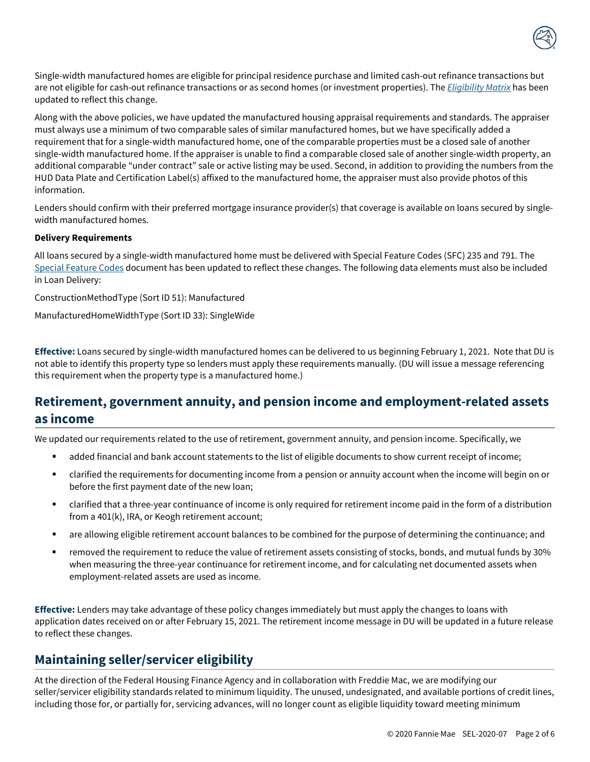Single-width manufactured homes are eligible for principal residence purchase and limited cash-out refinance transactions but are not eligible for cash-out refinance transactions or as second homes (or investment properties). The *Eligibility Matrix* has been updated to reflect this change.

Along with the above policies, we have updated the manufactured housing appraisal requirements and standards. The appraiser must always use a minimum of two comparable sales of similar manufactured homes, but we have specifically added a requirement that for a single-width manufactured home, one of the comparable properties must be a closed sale of another single-width manufactured home. If the appraiser is unable to find a comparable closed sale of another single-width property, an additional comparable "under contract" sale or active listing may be used. Second, in addition to providing the numbers from the HUD Data Plate and Certification Label(s) affixed to the manufactured home, the appraiser must also provide photos of this information.

Lenders should confirm with their preferred mortgage insurance provider(s) that coverage is available on loans secured by single-width manufactured homes.

**Delivery Requirements**

All loans secured by a single-width manufactured home must be delivered with Special Feature Codes (SFC) 235 and 791. The Special Feature Codes document has been updated to reflect these changes. The following data elements must also be included in Loan Delivery:

ConstructionMethodType (Sort ID 51): Manufactured

ManufacturedHomeWidthType (Sort ID 33): SingleWide

**Effective:** Loans secured by single-width manufactured homes can be delivered to us beginning February 1, 2021. Note that DU is not able to identify this property type so lenders must apply these requirements manually. (DU will issue a message referencing this requirement when the property type is a manufactured home.)

## Retirement, government annuity, and pension income and employment-related assets as income

We updated our requirements related to the use of retirement, government annuity, and pension income. Specifically, we

- added financial and bank account statements to the list of eligible documents to show current receipt of income;
- clarified the requirements for documenting income from a pension or annuity account when the income will begin on or before the first payment date of the new loan;
- clarified that a three-year continuance of income is only required for retirement income paid in the form of a distribution from a 401(k), IRA, or Keogh retirement account;
- are allowing eligible retirement account balances to be combined for the purpose of determining the continuance; and
- removed the requirement to reduce the value of retirement assets consisting of stocks, bonds, and mutual funds by 30% when measuring the three-year continuance for retirement income, and for calculating net documented assets when employment-related assets are used as income.

**Effective:** Lenders may take advantage of these policy changes immediately but must apply the changes to loans with application dates received on or after February 15, 2021. The retirement income message in DU will be updated in a future release to reflect these changes.

## Maintaining seller/servicer eligibility

At the direction of the Federal Housing Finance Agency and in collaboration with Freddie Mac, we are modifying our seller/servicer eligibility standards related to minimum liquidity. The unused, undesignated, and available portions of credit lines, including those for, or partially for, servicing advances, will no longer count as eligible liquidity toward meeting minimum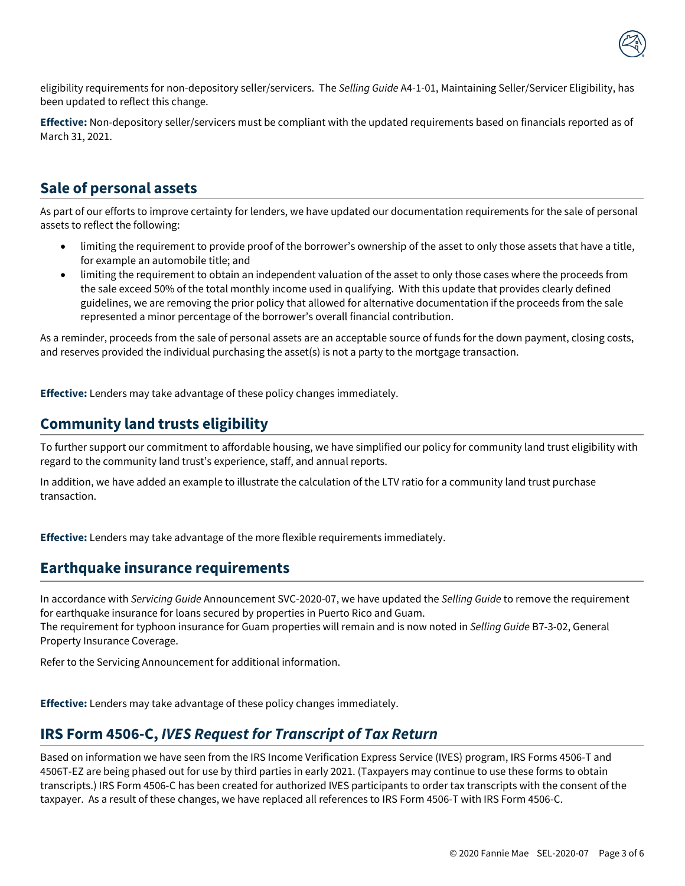eligibility requirements for non-depository seller/servicers. The *Selling Guide* A4-1-01, Maintaining Seller/Servicer Eligibility, has been updated to reflect this change.

**Effective:** Non-depository seller/servicers must be compliant with the updated requirements based on financials reported as of March 31, 2021.

## Sale of personal assets

As part of our efforts to improve certainty for lenders, we have updated our documentation requirements for the sale of personal assets to reflect the following:

- limiting the requirement to provide proof of the borrower's ownership of the asset to only those assets that have a title, for example an automobile title; and
- limiting the requirement to obtain an independent valuation of the asset to only those cases where the proceeds from the sale exceed 50% of the total monthly income used in qualifying. With this update that provides clearly defined guidelines, we are removing the prior policy that allowed for alternative documentation if the proceeds from the sale represented a minor percentage of the borrower's overall financial contribution.

As a reminder, proceeds from the sale of personal assets are an acceptable source of funds for the down payment, closing costs, and reserves provided the individual purchasing the asset(s) is not a party to the mortgage transaction.

**Effective:** Lenders may take advantage of these policy changes immediately.

## Community land trusts eligibility

To further support our commitment to affordable housing, we have simplified our policy for community land trust eligibility with regard to the community land trust's experience, staff, and annual reports.

In addition, we have added an example to illustrate the calculation of the LTV ratio for a community land trust purchase transaction.

**Effective:** Lenders may take advantage of the more flexible requirements immediately.

## Earthquake insurance requirements

In accordance with *Servicing Guide* Announcement SVC-2020-07, we have updated the *Selling Guide* to remove the requirement for earthquake insurance for loans secured by properties in Puerto Rico and Guam.
The requirement for typhoon insurance for Guam properties will remain and is now noted in *Selling Guide* B7-3-02, General Property Insurance Coverage.

Refer to the Servicing Announcement for additional information.

**Effective:** Lenders may take advantage of these policy changes immediately.

## IRS Form 4506-C, *IVES Request for Transcript of Tax Return*

Based on information we have seen from the IRS Income Verification Express Service (IVES) program, IRS Forms 4506-T and 4506T-EZ are being phased out for use by third parties in early 2021. (Taxpayers may continue to use these forms to obtain transcripts.) IRS Form 4506-C has been created for authorized IVES participants to order tax transcripts with the consent of the taxpayer. As a result of these changes, we have replaced all references to IRS Form 4506-T with IRS Form 4506-C.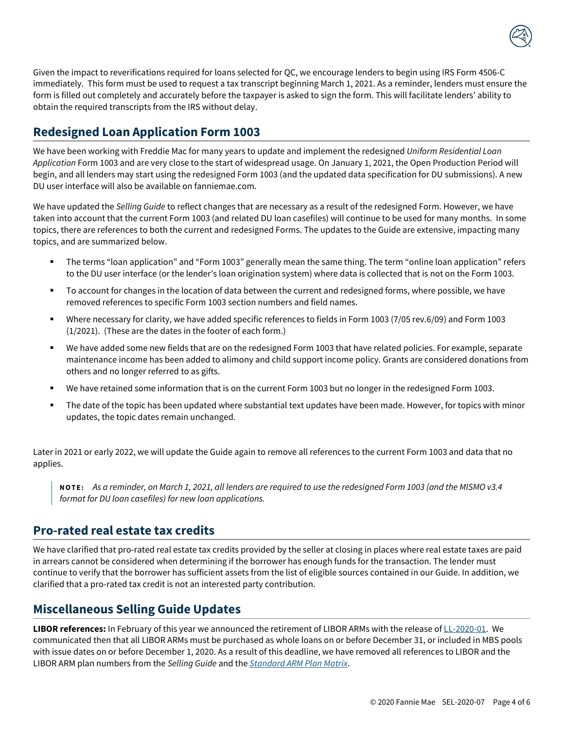Given the impact to reverifications required for loans selected for QC, we encourage lenders to begin using IRS Form 4506-C immediately. This form must be used to request a tax transcript beginning March 1, 2021. As a reminder, lenders must ensure the form is filled out completely and accurately before the taxpayer is asked to sign the form. This will facilitate lenders' ability to obtain the required transcripts from the IRS without delay.

## Redesigned Loan Application Form 1003

We have been working with Freddie Mac for many years to update and implement the redesigned *Uniform Residential Loan Application* Form 1003 and are very close to the start of widespread usage. On January 1, 2021, the Open Production Period will begin, and all lenders may start using the redesigned Form 1003 (and the updated data specification for DU submissions). A new DU user interface will also be available on fanniemae.com.

We have updated the *Selling Guide* to reflect changes that are necessary as a result of the redesigned Form. However, we have taken into account that the current Form 1003 (and related DU loan casefiles) will continue to be used for many months. In some topics, there are references to both the current and redesigned Forms. The updates to the Guide are extensive, impacting many topics, and are summarized below.

- The terms "loan application" and "Form 1003" generally mean the same thing. The term "online loan application" refers to the DU user interface (or the lender's loan origination system) where data is collected that is not on the Form 1003.
- To account for changes in the location of data between the current and redesigned forms, where possible, we have removed references to specific Form 1003 section numbers and field names.
- Where necessary for clarity, we have added specific references to fields in Form 1003 (7/05 rev.6/09) and Form 1003 (1/2021). (These are the dates in the footer of each form.)
- We have added some new fields that are on the redesigned Form 1003 that have related policies. For example, separate maintenance income has been added to alimony and child support income policy. Grants are considered donations from others and no longer referred to as gifts.
- We have retained some information that is on the current Form 1003 but no longer in the redesigned Form 1003.
- The date of the topic has been updated where substantial text updates have been made. However, for topics with minor updates, the topic dates remain unchanged.

Later in 2021 or early 2022, we will update the Guide again to remove all references to the current Form 1003 and data that no applies.

> **NOTE:** *As a reminder, on March 1, 2021, all lenders are required to use the redesigned Form 1003 (and the MISMO v3.4 format for DU loan casefiles) for new loan applications.*

## Pro-rated real estate tax credits

We have clarified that pro-rated real estate tax credits provided by the seller at closing in places where real estate taxes are paid in arrears cannot be considered when determining if the borrower has enough funds for the transaction. The lender must continue to verify that the borrower has sufficient assets from the list of eligible sources contained in our Guide. In addition, we clarified that a pro-rated tax credit is not an interested party contribution.

## Miscellaneous Selling Guide Updates

**LIBOR references:** In February of this year we announced the retirement of LIBOR ARMs with the release of LL-2020-01. We communicated then that all LIBOR ARMs must be purchased as whole loans on or before December 31, or included in MBS pools with issue dates on or before December 1, 2020. As a result of this deadline, we have removed all references to LIBOR and the LIBOR ARM plan numbers from the *Selling Guide* and the *Standard ARM Plan Matrix*.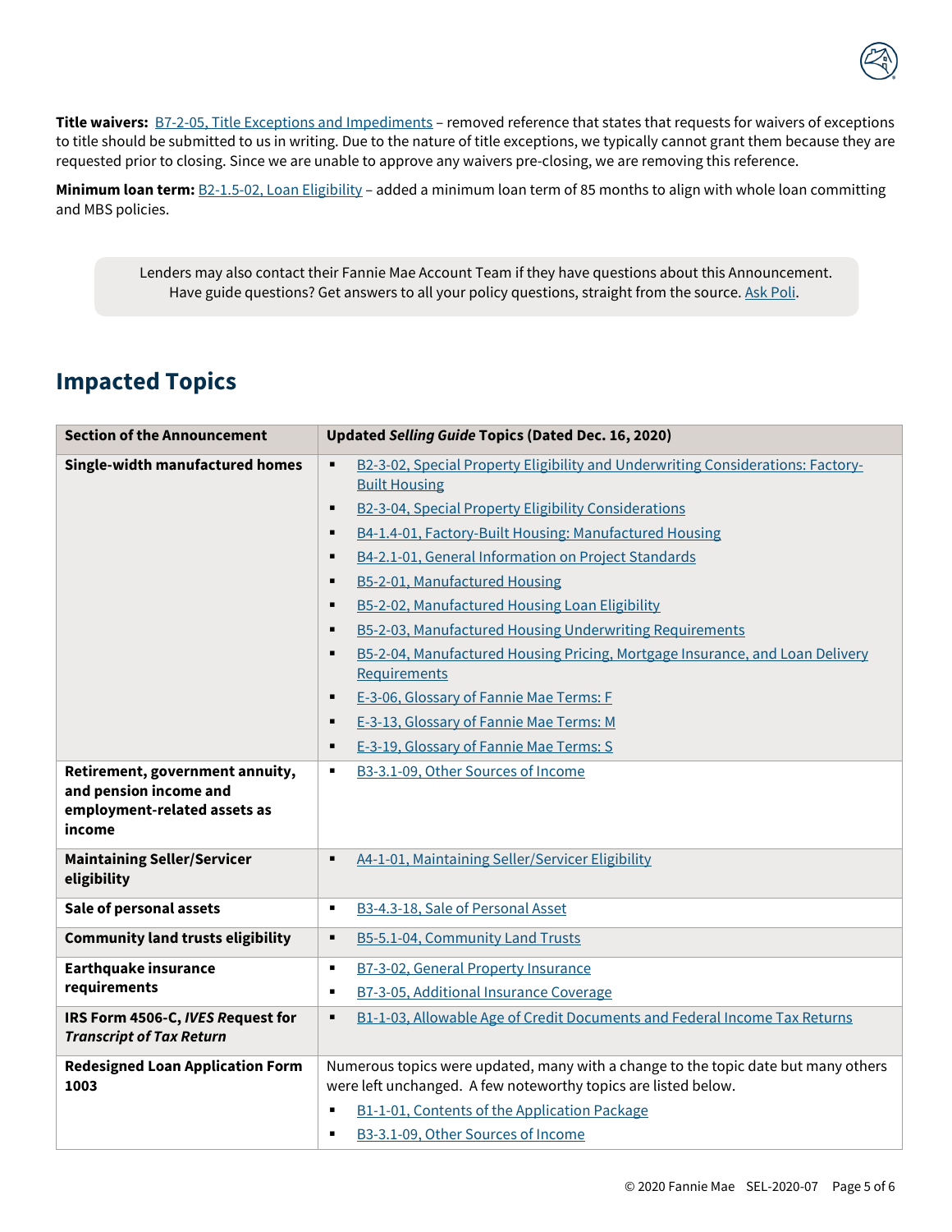**Title waivers:** B7-2-05, Title Exceptions and Impediments – removed reference that states that requests for waivers of exceptions to title should be submitted to us in writing. Due to the nature of title exceptions, we typically cannot grant them because they are requested prior to closing. Since we are unable to approve any waivers pre-closing, we are removing this reference.

**Minimum loan term:** B2-1.5-02, Loan Eligibility – added a minimum loan term of 85 months to align with whole loan committing and MBS policies.

> Lenders may also contact their Fannie Mae Account Team if they have questions about this Announcement. Have guide questions? Get answers to all your policy questions, straight from the source. Ask Poli.

## Impacted Topics

| Section of the Announcement | Updated *Selling Guide* Topics (Dated Dec. 16, 2020) |
|---|---|
| **Single-width manufactured homes** | ▪ B2-3-02, Special Property Eligibility and Underwriting Considerations: Factory-Built Housing<br>▪ B2-3-04, Special Property Eligibility Considerations<br>▪ B4-1.4-01, Factory-Built Housing: Manufactured Housing<br>▪ B4-2.1-01, General Information on Project Standards<br>▪ B5-2-01, Manufactured Housing<br>▪ B5-2-02, Manufactured Housing Loan Eligibility<br>▪ B5-2-03, Manufactured Housing Underwriting Requirements<br>▪ B5-2-04, Manufactured Housing Pricing, Mortgage Insurance, and Loan Delivery Requirements<br>▪ E-3-06, Glossary of Fannie Mae Terms: F<br>▪ E-3-13, Glossary of Fannie Mae Terms: M<br>▪ E-3-19, Glossary of Fannie Mae Terms: S |
| **Retirement, government annuity, and pension income and employment-related assets as income** | ▪ B3-3.1-09, Other Sources of Income |
| **Maintaining Seller/Servicer eligibility** | ▪ A4-1-01, Maintaining Seller/Servicer Eligibility |
| **Sale of personal assets** | ▪ B3-4.3-18, Sale of Personal Asset |
| **Community land trusts eligibility** | ▪ B5-5.1-04, Community Land Trusts |
| **Earthquake insurance requirements** | ▪ B7-3-02, General Property Insurance<br>▪ B7-3-05, Additional Insurance Coverage |
| **IRS Form 4506-C, *IVES* Request for *Transcript of Tax Return*** | ▪ B1-1-03, Allowable Age of Credit Documents and Federal Income Tax Returns |
| **Redesigned Loan Application Form 1003** | Numerous topics were updated, many with a change to the topic date but many others were left unchanged. A few noteworthy topics are listed below.<br>▪ B1-1-01, Contents of the Application Package<br>▪ B3-3.1-09, Other Sources of Income |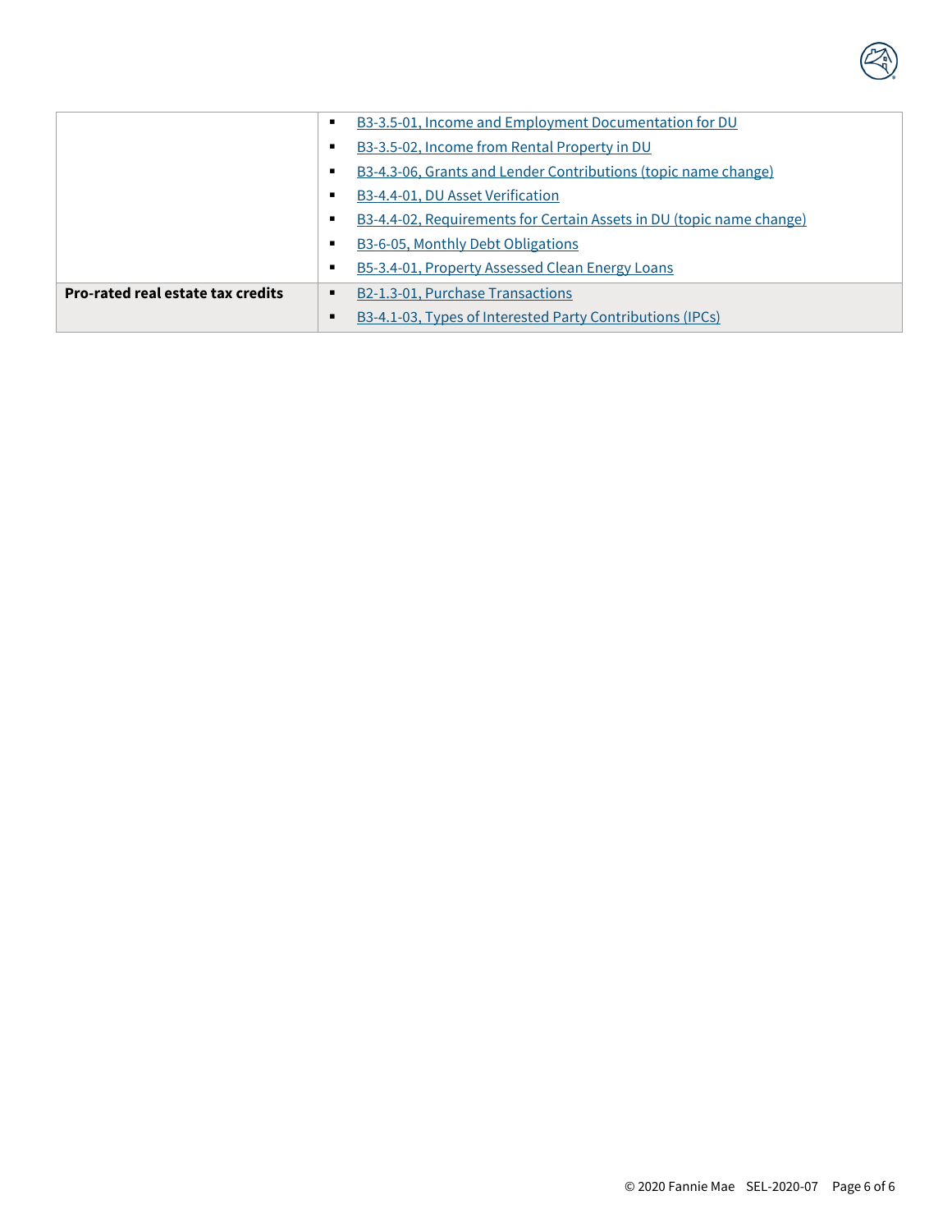| | |
|---|---|
| | ▪ B3-3.5-01, Income and Employment Documentation for DU<br>▪ B3-3.5-02, Income from Rental Property in DU<br>▪ B3-4.3-06, Grants and Lender Contributions (topic name change)<br>▪ B3-4.4-01, DU Asset Verification<br>▪ B3-4.4-02, Requirements for Certain Assets in DU (topic name change)<br>▪ B3-6-05, Monthly Debt Obligations<br>▪ B5-3.4-01, Property Assessed Clean Energy Loans |
| **Pro-rated real estate tax credits** | ▪ B2-1.3-01, Purchase Transactions<br>▪ B3-4.1-03, Types of Interested Party Contributions (IPCs) |